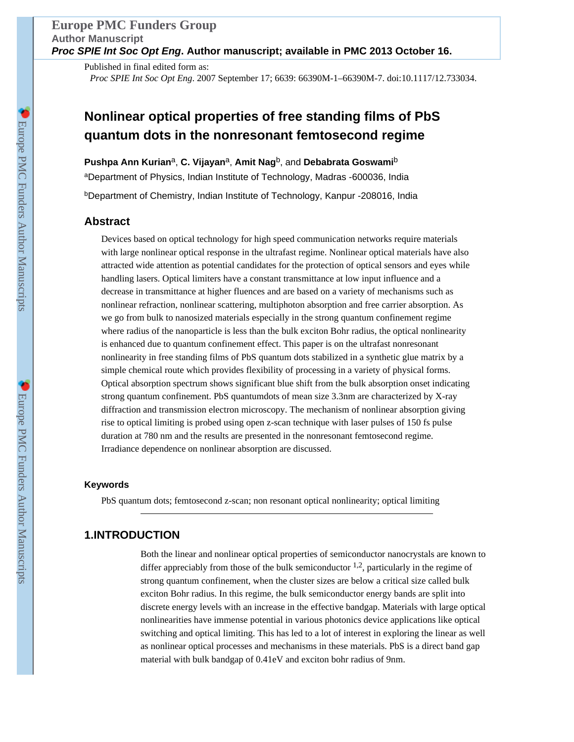Published in final edited form as:

*Proc SPIE Int Soc Opt Eng*. 2007 September 17; 6639: 66390M-1–66390M-7. doi:10.1117/12.733034.

# Nonlinear optical properties of free standing films of PbS quantum dots in the nonresonant femtosecond regime

**Pushpa Ann Kurian**[a], **C. Vijayan**[a], **Amit Nag**[b], and **Debabrata Goswami**[b]

[a]Department of Physics, Indian Institute of Technology, Madras -600036, India

[b]Department of Chemistry, Indian Institute of Technology, Kanpur -208016, India

## Abstract

Devices based on optical technology for high speed communication networks require materials with large nonlinear optical response in the ultrafast regime. Nonlinear optical materials have also attracted wide attention as potential candidates for the protection of optical sensors and eyes while handling lasers. Optical limiters have a constant transmittance at low input influence and a decrease in transmittance at higher fluences and are based on a variety of mechanisms such as nonlinear refraction, nonlinear scattering, multiphoton absorption and free carrier absorption. As we go from bulk to nanosized materials especially in the strong quantum confinement regime where radius of the nanoparticle is less than the bulk exciton Bohr radius, the optical nonlinearity is enhanced due to quantum confinement effect. This paper is on the ultrafast nonresonant nonlinearity in free standing films of PbS quantum dots stabilized in a synthetic glue matrix by a simple chemical route which provides flexibility of processing in a variety of physical forms. Optical absorption spectrum shows significant blue shift from the bulk absorption onset indicating strong quantum confinement. PbS quantumdots of mean size 3.3nm are characterized by X-ray diffraction and transmission electron microscopy. The mechanism of nonlinear absorption giving rise to optical limiting is probed using open z-scan technique with laser pulses of 150 fs pulse duration at 780 nm and the results are presented in the nonresonant femtosecond regime. Irradiance dependence on nonlinear absorption are discussed.

### Keywords

PbS quantum dots; femtosecond z-scan; non resonant optical nonlinearity; optical limiting

## 1.INTRODUCTION

Both the linear and nonlinear optical properties of semiconductor nanocrystals are known to differ appreciably from those of the bulk semiconductor [1,2], particularly in the regime of strong quantum confinement, when the cluster sizes are below a critical size called bulk exciton Bohr radius. In this regime, the bulk semiconductor energy bands are split into discrete energy levels with an increase in the effective bandgap. Materials with large optical nonlinearities have immense potential in various photonics device applications like optical switching and optical limiting. This has led to a lot of interest in exploring the linear as well as nonlinear optical processes and mechanisms in these materials. PbS is a direct band gap material with bulk bandgap of 0.41eV and exciton bohr radius of 9nm.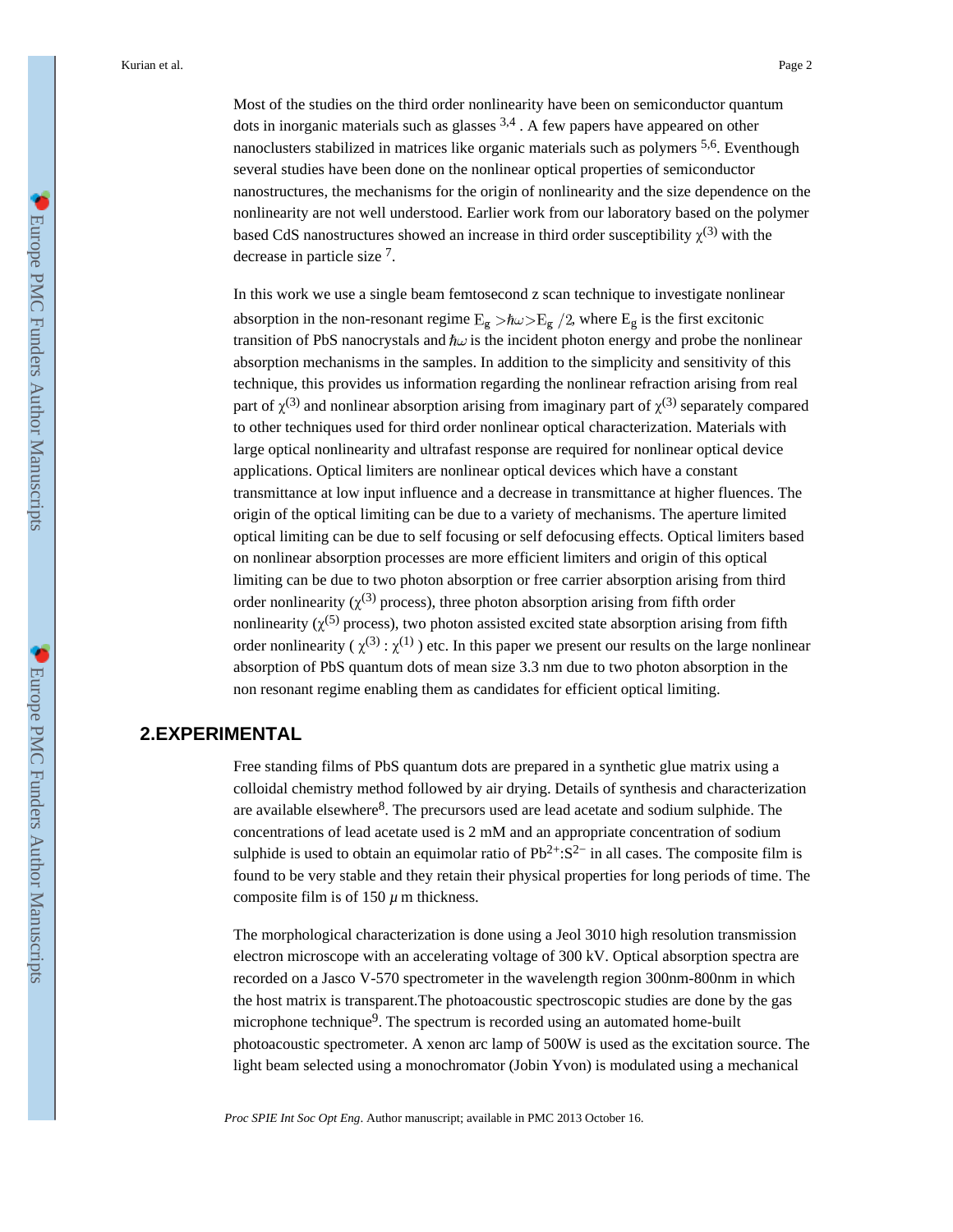Most of the studies on the third order nonlinearity have been on semiconductor quantum dots in inorganic materials such as glasses [3,4] . A few papers have appeared on other nanoclusters stabilized in matrices like organic materials such as polymers [5,6]. Eventhough several studies have been done on the nonlinear optical properties of semiconductor nanostructures, the mechanisms for the origin of nonlinearity and the size dependence on the nonlinearity are not well understood. Earlier work from our laboratory based on the polymer based CdS nanostructures showed an increase in third order susceptibility $\chi^{(3)}$ with the decrease in particle size [7].

In this work we use a single beam femtosecond z scan technique to investigate nonlinear absorption in the non-resonant regime $E_g > \hbar\omega > E_g/2$, where $E_g$ is the first excitonic transition of PbS nanocrystals and $\hbar\omega$ is the incident photon energy and probe the nonlinear absorption mechanisms in the samples. In addition to the simplicity and sensitivity of this technique, this provides us information regarding the nonlinear refraction arising from real part of $\chi^{(3)}$ and nonlinear absorption arising from imaginary part of $\chi^{(3)}$ separately compared to other techniques used for third order nonlinear optical characterization. Materials with large optical nonlinearity and ultrafast response are required for nonlinear optical device applications. Optical limiters are nonlinear optical devices which have a constant transmittance at low input influence and a decrease in transmittance at higher fluences. The origin of the optical limiting can be due to a variety of mechanisms. The aperture limited optical limiting can be due to self focusing or self defocusing effects. Optical limiters based on nonlinear absorption processes are more efficient limiters and origin of this optical limiting can be due to two photon absorption or free carrier absorption arising from third order nonlinearity ($\chi^{(3)}$ process), three photon absorption arising from fifth order nonlinearity ($\chi^{(5)}$ process), two photon assisted excited state absorption arising from fifth order nonlinearity ( $\chi^{(3)} : \chi^{(1)}$ ) etc. In this paper we present our results on the large nonlinear absorption of PbS quantum dots of mean size 3.3 nm due to two photon absorption in the non resonant regime enabling them as candidates for efficient optical limiting.

## 2.EXPERIMENTAL

Free standing films of PbS quantum dots are prepared in a synthetic glue matrix using a colloidal chemistry method followed by air drying. Details of synthesis and characterization are available elsewhere[8]. The precursors used are lead acetate and sodium sulphide. The concentrations of lead acetate used is 2 mM and an appropriate concentration of sodium sulphide is used to obtain an equimolar ratio of $Pb^{2+}$:$S^{2-}$ in all cases. The composite film is found to be very stable and they retain their physical properties for long periods of time. The composite film is of 150 $\mu$ m thickness.

The morphological characterization is done using a Jeol 3010 high resolution transmission electron microscope with an accelerating voltage of 300 kV. Optical absorption spectra are recorded on a Jasco V-570 spectrometer in the wavelength region 300nm-800nm in which the host matrix is transparent.The photoacoustic spectroscopic studies are done by the gas microphone technique[9]. The spectrum is recorded using an automated home-built photoacoustic spectrometer. A xenon arc lamp of 500W is used as the excitation source. The light beam selected using a monochromator (Jobin Yvon) is modulated using a mechanical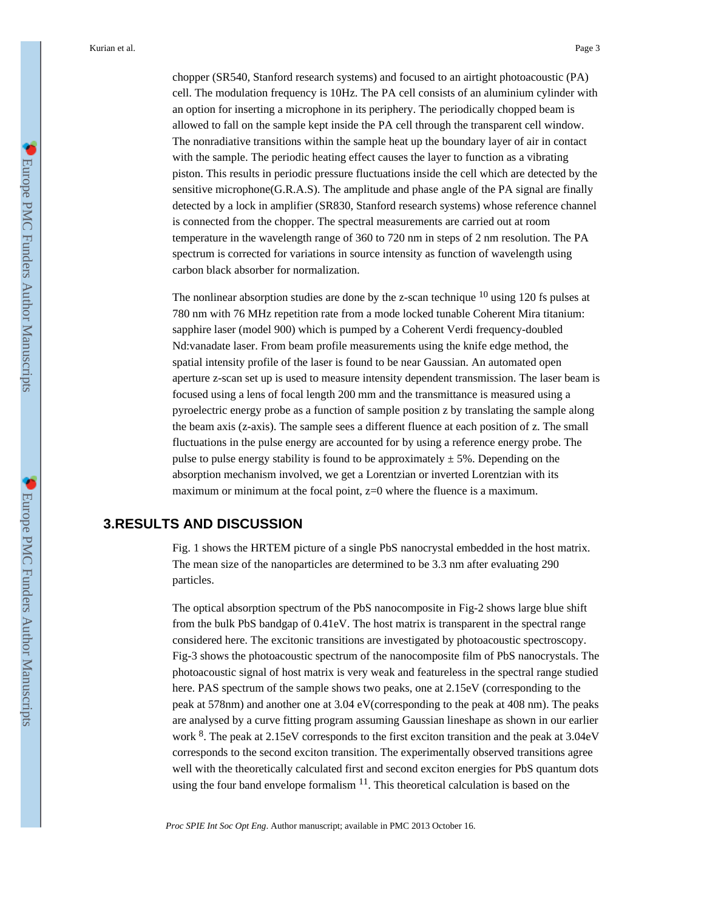chopper (SR540, Stanford research systems) and focused to an airtight photoacoustic (PA) cell. The modulation frequency is 10Hz. The PA cell consists of an aluminium cylinder with an option for inserting a microphone in its periphery. The periodically chopped beam is allowed to fall on the sample kept inside the PA cell through the transparent cell window. The nonradiative transitions within the sample heat up the boundary layer of air in contact with the sample. The periodic heating effect causes the layer to function as a vibrating piston. This results in periodic pressure fluctuations inside the cell which are detected by the sensitive microphone(G.R.A.S). The amplitude and phase angle of the PA signal are finally detected by a lock in amplifier (SR830, Stanford research systems) whose reference channel is connected from the chopper. The spectral measurements are carried out at room temperature in the wavelength range of 360 to 720 nm in steps of 2 nm resolution. The PA spectrum is corrected for variations in source intensity as function of wavelength using carbon black absorber for normalization.

The nonlinear absorption studies are done by the z-scan technique [10] using 120 fs pulses at 780 nm with 76 MHz repetition rate from a mode locked tunable Coherent Mira titanium: sapphire laser (model 900) which is pumped by a Coherent Verdi frequency-doubled Nd:vanadate laser. From beam profile measurements using the knife edge method, the spatial intensity profile of the laser is found to be near Gaussian. An automated open aperture z-scan set up is used to measure intensity dependent transmission. The laser beam is focused using a lens of focal length 200 mm and the transmittance is measured using a pyroelectric energy probe as a function of sample position z by translating the sample along the beam axis (z-axis). The sample sees a different fluence at each position of z. The small fluctuations in the pulse energy are accounted for by using a reference energy probe. The pulse to pulse energy stability is found to be approximately ± 5%. Depending on the absorption mechanism involved, we get a Lorentzian or inverted Lorentzian with its maximum or minimum at the focal point, z=0 where the fluence is a maximum.

## 3.RESULTS AND DISCUSSION

Fig. 1 shows the HRTEM picture of a single PbS nanocrystal embedded in the host matrix. The mean size of the nanoparticles are determined to be 3.3 nm after evaluating 290 particles.

The optical absorption spectrum of the PbS nanocomposite in Fig-2 shows large blue shift from the bulk PbS bandgap of 0.41eV. The host matrix is transparent in the spectral range considered here. The excitonic transitions are investigated by photoacoustic spectroscopy. Fig-3 shows the photoacoustic spectrum of the nanocomposite film of PbS nanocrystals. The photoacoustic signal of host matrix is very weak and featureless in the spectral range studied here. PAS spectrum of the sample shows two peaks, one at 2.15eV (corresponding to the peak at 578nm) and another one at 3.04 eV(corresponding to the peak at 408 nm). The peaks are analysed by a curve fitting program assuming Gaussian lineshape as shown in our earlier work [8]. The peak at 2.15eV corresponds to the first exciton transition and the peak at 3.04eV corresponds to the second exciton transition. The experimentally observed transitions agree well with the theoretically calculated first and second exciton energies for PbS quantum dots using the four band envelope formalism [11]. This theoretical calculation is based on the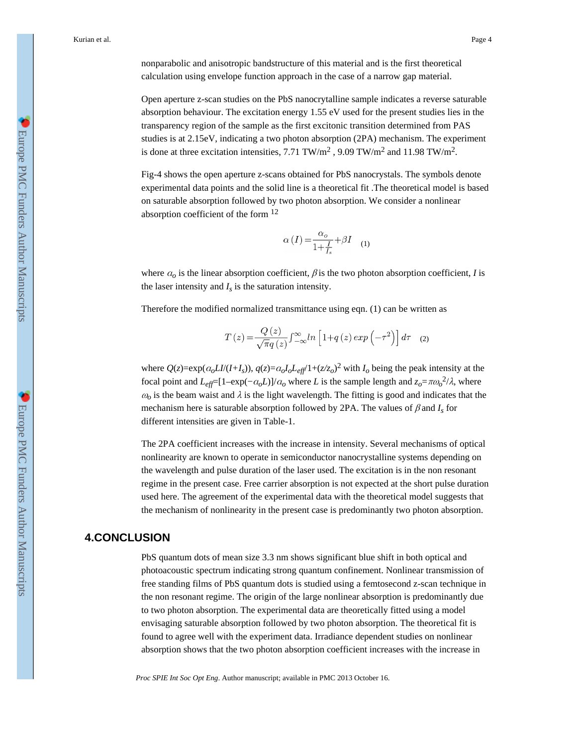nonparabolic and anisotropic bandstructure of this material and is the first theoretical calculation using envelope function approach in the case of a narrow gap material.

Open aperture z-scan studies on the PbS nanocrytalline sample indicates a reverse saturable absorption behaviour. The excitation energy 1.55 eV used for the present studies lies in the transparency region of the sample as the first excitonic transition determined from PAS studies is at 2.15eV, indicating a two photon absorption (2PA) mechanism. The experiment is done at three excitation intensities, 7.71 TW/m$^2$ , 9.09 TW/m$^2$ and 11.98 TW/m$^2$.

Fig-4 shows the open aperture z-scans obtained for PbS nanocrystals. The symbols denote experimental data points and the solid line is a theoretical fit .The theoretical model is based on saturable absorption followed by two photon absorption. We consider a nonlinear absorption coefficient of the form [12]

$$\alpha(I)=\frac{\alpha_o}{1+\frac{I}{I_s}}+\beta I \quad (1)$$

where $\alpha_o$ is the linear absorption coefficient, $\beta$ is the two photon absorption coefficient, $I$ is the laser intensity and $I_s$ is the saturation intensity.

Therefore the modified normalized transmittance using eqn. (1) can be written as

$$T(z)=\frac{Q(z)}{\sqrt{\pi}q(z)}\int_{-\infty}^{\infty} ln\left[1+q(z)\,exp\left(-\tau^2\right)\right]d\tau \quad (2)$$

where $Q(z)=\exp(\alpha_o LI/(I+I_s))$, $q(z)=\alpha_o I_o L_{eff}/1+(z/z_o)^2$ with $I_o$ being the peak intensity at the focal point and $L_{eff}=[1-\exp(-\alpha_o L)]/\alpha_o$ where $L$ is the sample length and $z_o=\pi\omega_o^2/\lambda$, where $\omega_o$ is the beam waist and $\lambda$ is the light wavelength. The fitting is good and indicates that the mechanism here is saturable absorption followed by 2PA. The values of $\beta$ and $I_s$ for different intensities are given in Table-1.

The 2PA coefficient increases with the increase in intensity. Several mechanisms of optical nonlinearity are known to operate in semiconductor nanocrystalline systems depending on the wavelength and pulse duration of the laser used. The excitation is in the non resonant regime in the present case. Free carrier absorption is not expected at the short pulse duration used here. The agreement of the experimental data with the theoretical model suggests that the mechanism of nonlinearity in the present case is predominantly two photon absorption.

## 4.CONCLUSION

PbS quantum dots of mean size 3.3 nm shows significant blue shift in both optical and photoacoustic spectrum indicating strong quantum confinement. Nonlinear transmission of free standing films of PbS quantum dots is studied using a femtosecond z-scan technique in the non resonant regime. The origin of the large nonlinear absorption is predominantly due to two photon absorption. The experimental data are theoretically fitted using a model envisaging saturable absorption followed by two photon absorption. The theoretical fit is found to agree well with the experiment data. Irradiance dependent studies on nonlinear absorption shows that the two photon absorption coefficient increases with the increase in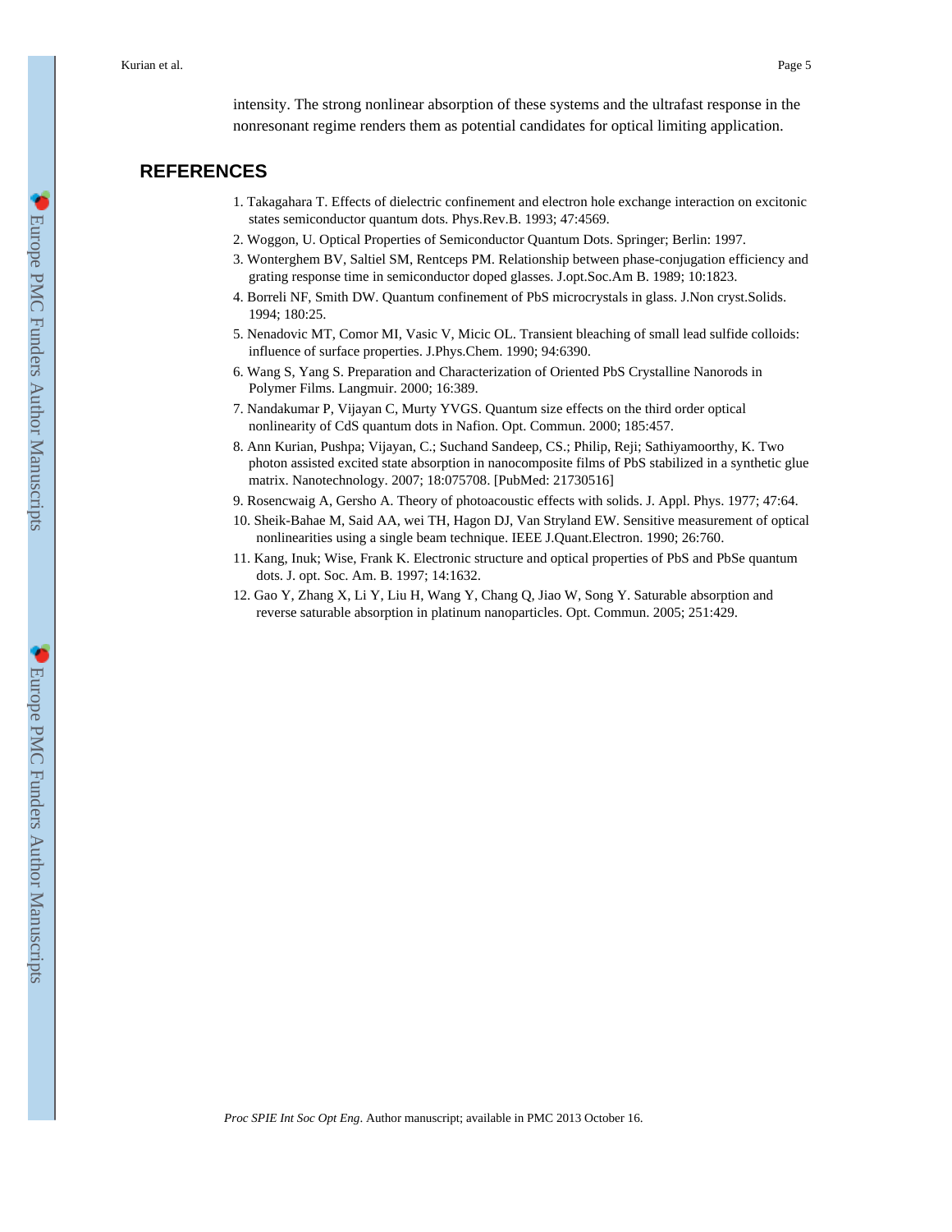intensity. The strong nonlinear absorption of these systems and the ultrafast response in the nonresonant regime renders them as potential candidates for optical limiting application.

## REFERENCES

1. Takagahara T. Effects of dielectric confinement and electron hole exchange interaction on excitonic states semiconductor quantum dots. Phys.Rev.B. 1993; 47:4569.
2. Woggon, U. Optical Properties of Semiconductor Quantum Dots. Springer; Berlin: 1997.
3. Wonterghem BV, Saltiel SM, Rentceps PM. Relationship between phase-conjugation efficiency and grating response time in semiconductor doped glasses. J.opt.Soc.Am B. 1989; 10:1823.
4. Borreli NF, Smith DW. Quantum confinement of PbS microcrystals in glass. J.Non cryst.Solids. 1994; 180:25.
5. Nenadovic MT, Comor MI, Vasic V, Micic OL. Transient bleaching of small lead sulfide colloids: influence of surface properties. J.Phys.Chem. 1990; 94:6390.
6. Wang S, Yang S. Preparation and Characterization of Oriented PbS Crystalline Nanorods in Polymer Films. Langmuir. 2000; 16:389.
7. Nandakumar P, Vijayan C, Murty YVGS. Quantum size effects on the third order optical nonlinearity of CdS quantum dots in Nafion. Opt. Commun. 2000; 185:457.
8. Ann Kurian, Pushpa; Vijayan, C.; Suchand Sandeep, CS.; Philip, Reji; Sathiyamoorthy, K. Two photon assisted excited state absorption in nanocomposite films of PbS stabilized in a synthetic glue matrix. Nanotechnology. 2007; 18:075708. [PubMed: 21730516]
9. Rosencwaig A, Gersho A. Theory of photoacoustic effects with solids. J. Appl. Phys. 1977; 47:64.
10. Sheik-Bahae M, Said AA, wei TH, Hagon DJ, Van Stryland EW. Sensitive measurement of optical nonlinearities using a single beam technique. IEEE J.Quant.Electron. 1990; 26:760.
11. Kang, Inuk; Wise, Frank K. Electronic structure and optical properties of PbS and PbSe quantum dots. J. opt. Soc. Am. B. 1997; 14:1632.
12. Gao Y, Zhang X, Li Y, Liu H, Wang Y, Chang Q, Jiao W, Song Y. Saturable absorption and reverse saturable absorption in platinum nanoparticles. Opt. Commun. 2005; 251:429.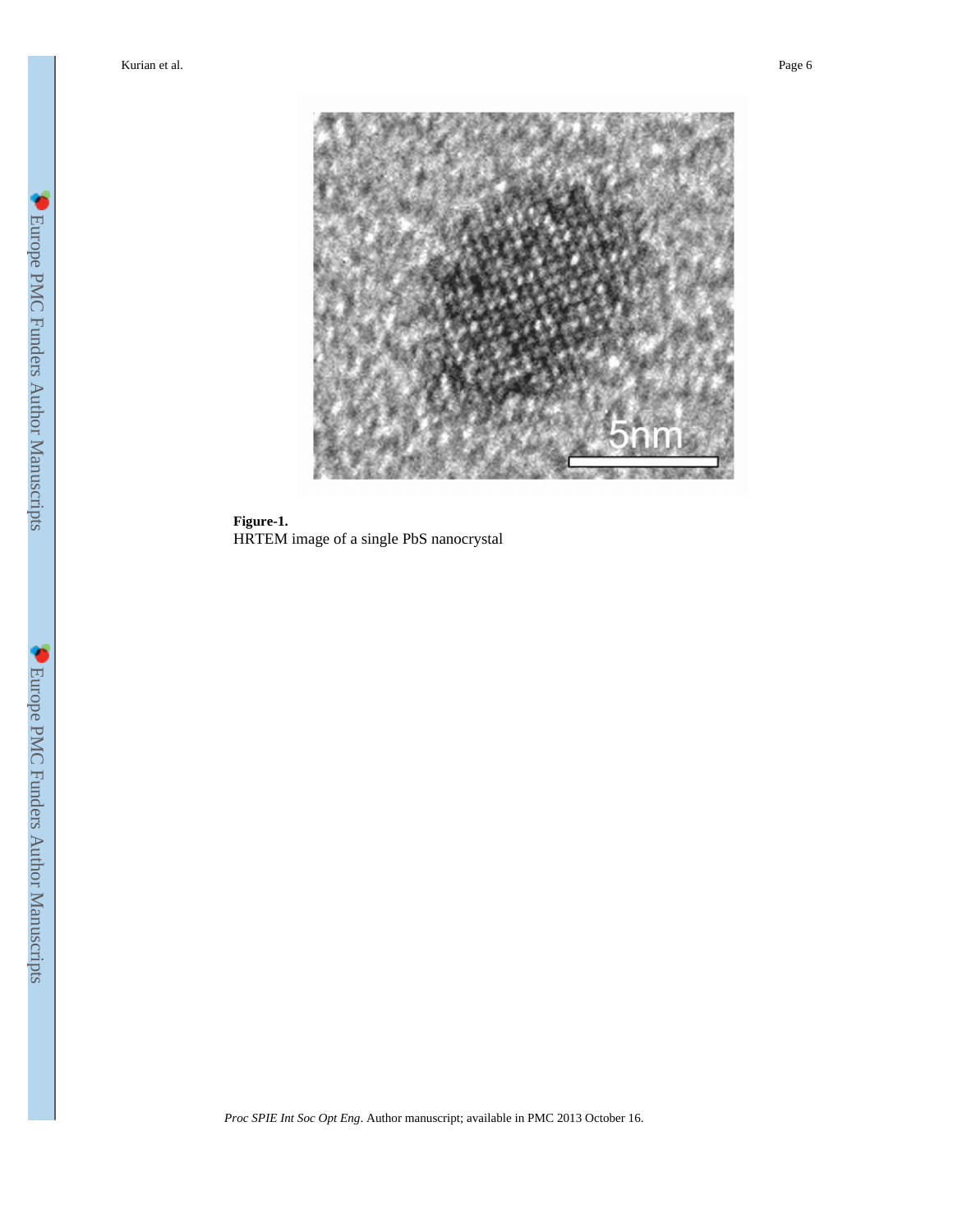**Figure-1.**

HRTEM image of a single PbS nanocrystal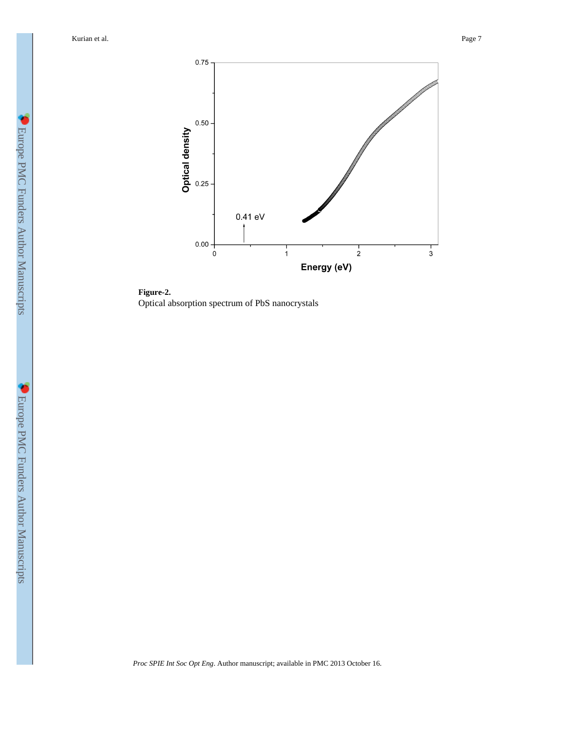**Figure-2.**

Optical absorption spectrum of PbS nanocrystals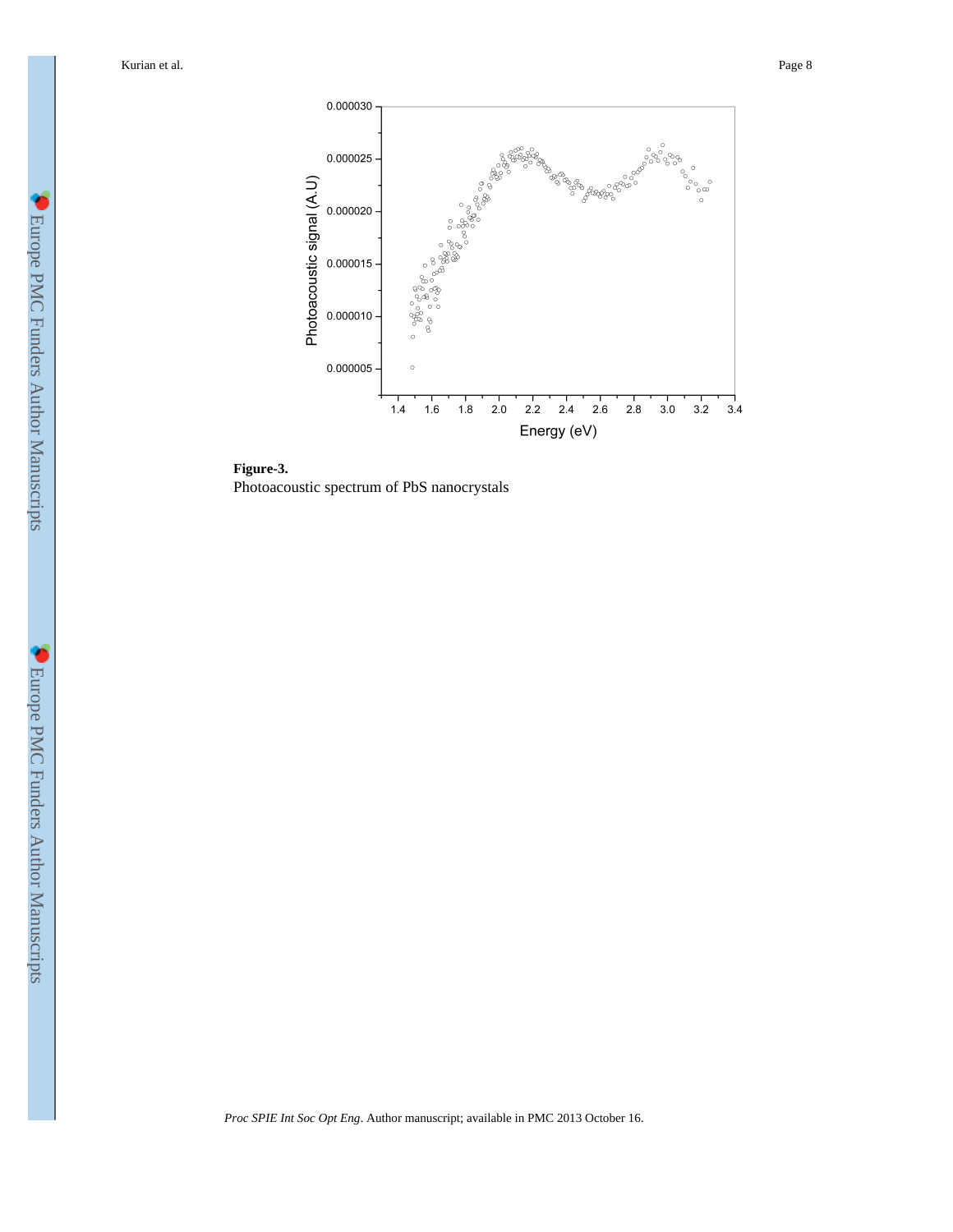**Figure-3.**

Photoacoustic spectrum of PbS nanocrystals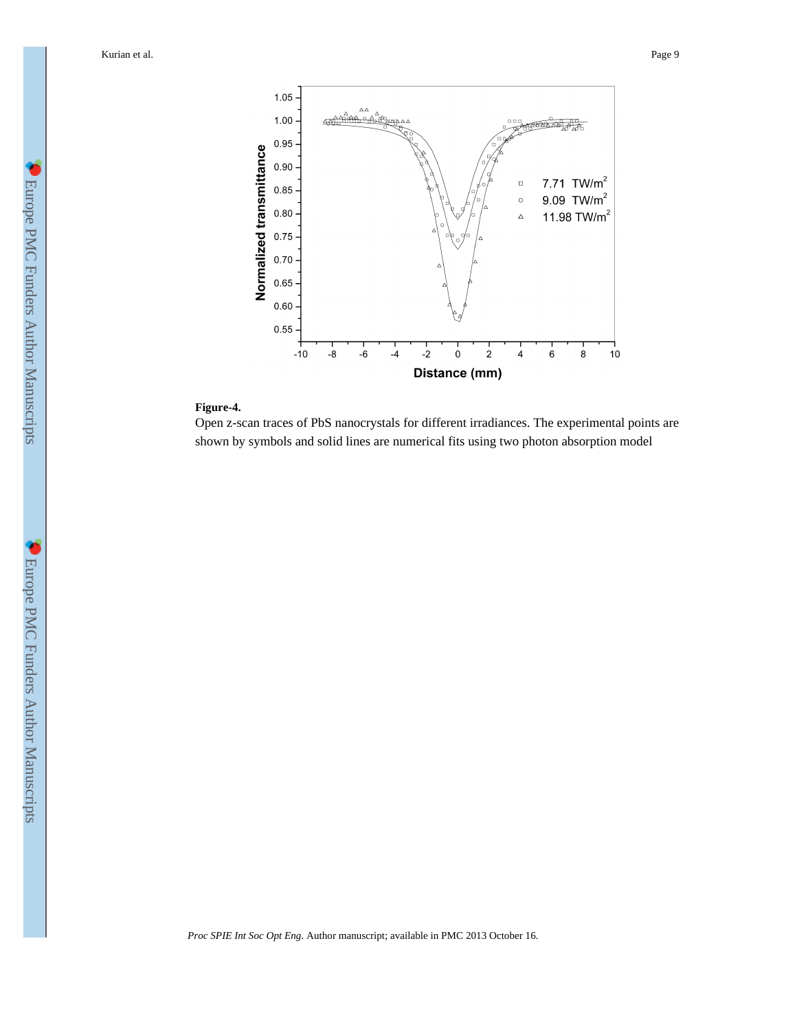**Figure-4.**

Open z-scan traces of PbS nanocrystals for different irradiances. The experimental points are shown by symbols and solid lines are numerical fits using two photon absorption model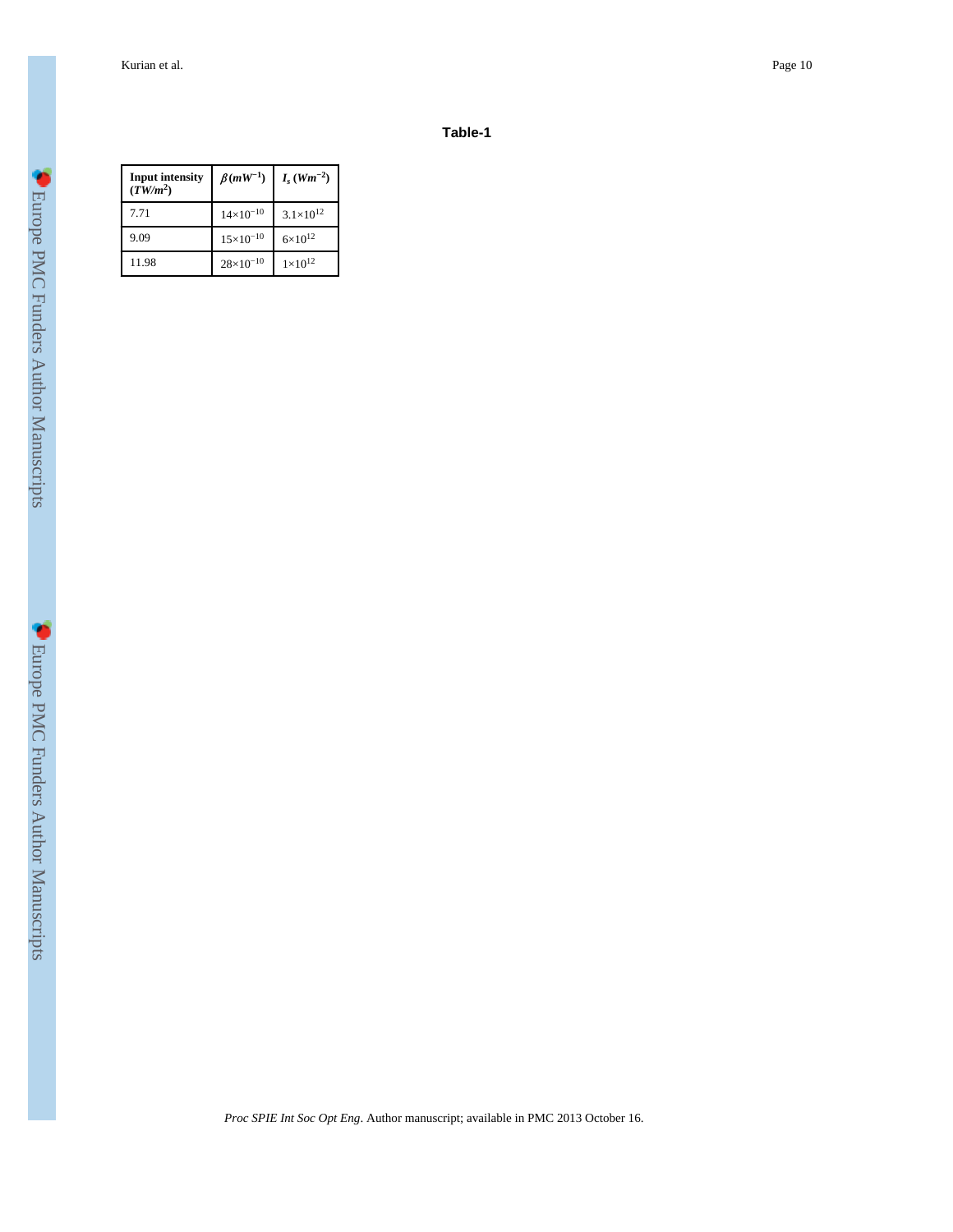**Table-1**

| Input intensity ($TW/m^2$) | $\beta$ ($mW^{-1}$) | $I_s$ ($Wm^{-2}$) |
|---|---|---|
| 7.71 | $14\times10^{-10}$ | $3.1\times10^{12}$ |
| 9.09 | $15\times10^{-10}$ | $6\times10^{12}$ |
| 11.98 | $28\times10^{-10}$ | $1\times10^{12}$ |